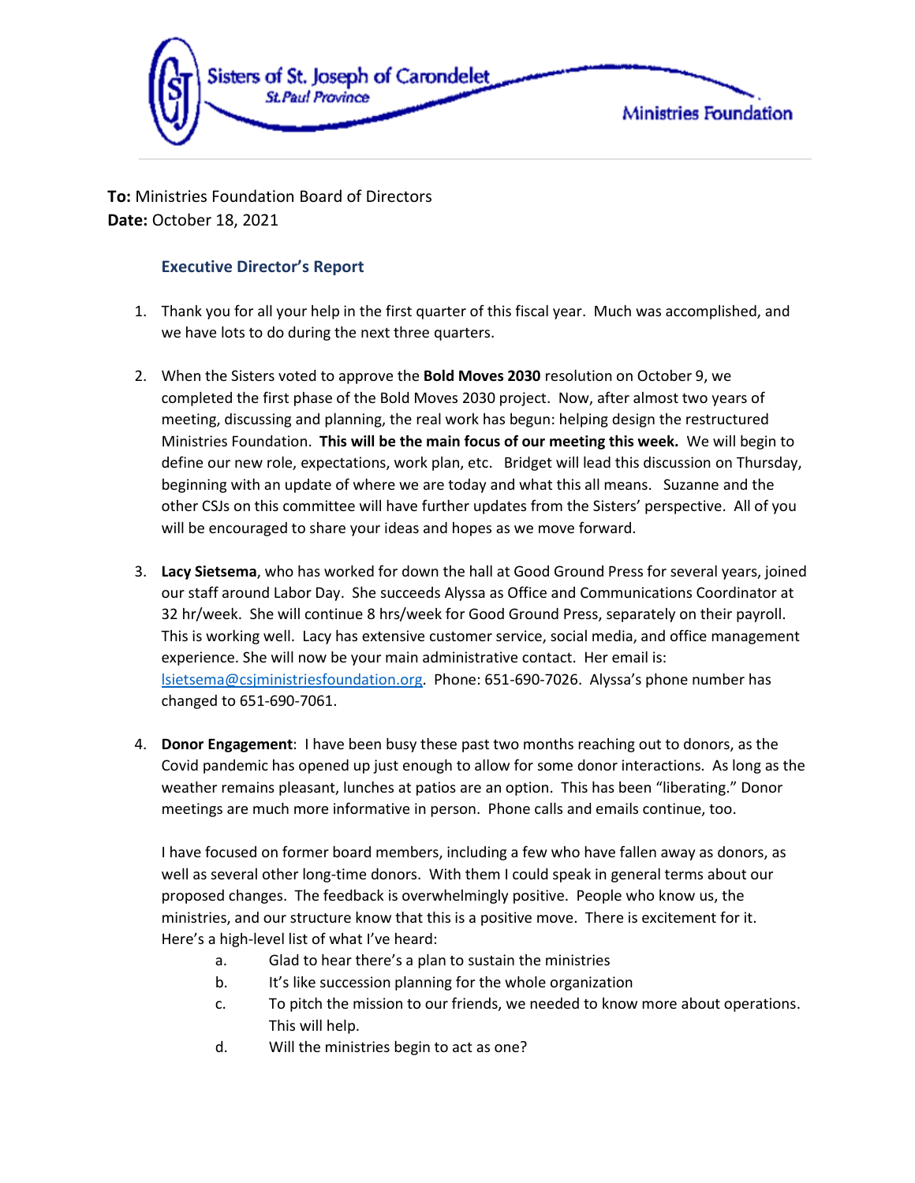Sisters of St. Joseph of Carondelet
St. Paul Province
Ministries Foundation

**To:** Ministries Foundation Board of Directors
**Date:** October 18, 2021

## Executive Director's Report

1. Thank you for all your help in the first quarter of this fiscal year. Much was accomplished, and we have lots to do during the next three quarters.

2. When the Sisters voted to approve the **Bold Moves 2030** resolution on October 9, we completed the first phase of the Bold Moves 2030 project. Now, after almost two years of meeting, discussing and planning, the real work has begun: helping design the restructured Ministries Foundation. **This will be the main focus of our meeting this week.** We will begin to define our new role, expectations, work plan, etc. Bridget will lead this discussion on Thursday, beginning with an update of where we are today and what this all means. Suzanne and the other CSJs on this committee will have further updates from the Sisters' perspective. All of you will be encouraged to share your ideas and hopes as we move forward.

3. **Lacy Sietsema**, who has worked for down the hall at Good Ground Press for several years, joined our staff around Labor Day. She succeeds Alyssa as Office and Communications Coordinator at 32 hr/week. She will continue 8 hrs/week for Good Ground Press, separately on their payroll. This is working well. Lacy has extensive customer service, social media, and office management experience. She will now be your main administrative contact. Her email is: lsietsema@csjministriesfoundation.org. Phone: 651-690-7026. Alyssa's phone number has changed to 651-690-7061.

4. **Donor Engagement**: I have been busy these past two months reaching out to donors, as the Covid pandemic has opened up just enough to allow for some donor interactions. As long as the weather remains pleasant, lunches at patios are an option. This has been "liberating." Donor meetings are much more informative in person. Phone calls and emails continue, too.

   I have focused on former board members, including a few who have fallen away as donors, as well as several other long-time donors. With them I could speak in general terms about our proposed changes. The feedback is overwhelmingly positive. People who know us, the ministries, and our structure know that this is a positive move. There is excitement for it. Here's a high-level list of what I've heard:

   a. Glad to hear there's a plan to sustain the ministries
   b. It's like succession planning for the whole organization
   c. To pitch the mission to our friends, we needed to know more about operations. This will help.
   d. Will the ministries begin to act as one?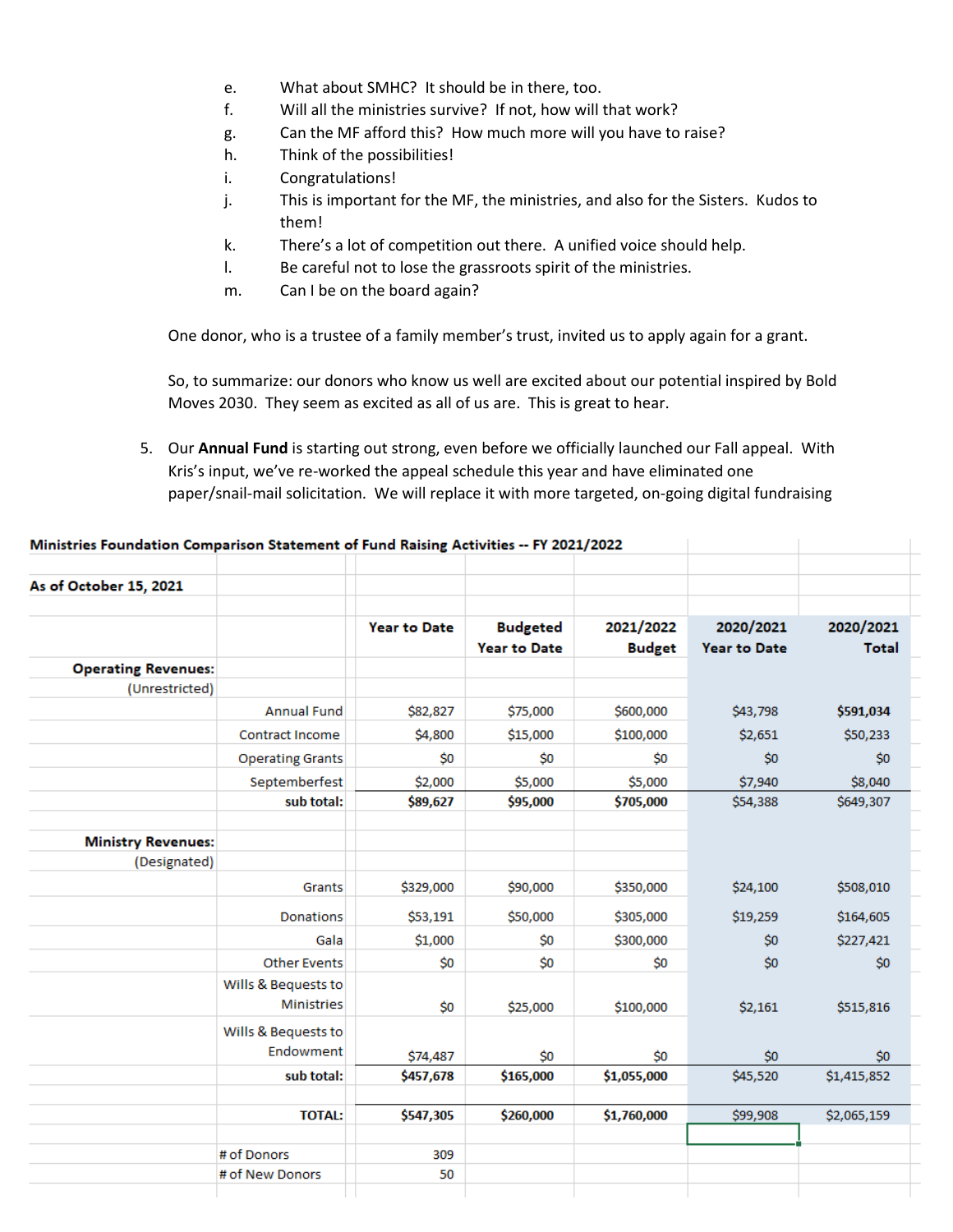e. What about SMHC? It should be in there, too.
f. Will all the ministries survive? If not, how will that work?
g. Can the MF afford this? How much more will you have to raise?
h. Think of the possibilities!
i. Congratulations!
j. This is important for the MF, the ministries, and also for the Sisters. Kudos to them!
k. There's a lot of competition out there. A unified voice should help.
l. Be careful not to lose the grassroots spirit of the ministries.
m. Can I be on the board again?

One donor, who is a trustee of a family member's trust, invited us to apply again for a grant.

So, to summarize: our donors who know us well are excited about our potential inspired by Bold Moves 2030. They seem as excited as all of us are. This is great to hear.

5. Our **Annual Fund** is starting out strong, even before we officially launched our Fall appeal. With Kris's input, we've re-worked the appeal schedule this year and have eliminated one paper/snail-mail solicitation. We will replace it with more targeted, on-going digital fundraising

**Ministries Foundation Comparison Statement of Fund Raising Activities -- FY 2021/2022**

**As of October 15, 2021**

| | | Year to Date | Budgeted Year to Date | 2021/2022 Budget | 2020/2021 Year to Date | 2020/2021 Total |
|---|---|---|---|---|---|---|
| **Operating Revenues:** (Unrestricted) | | | | | | |
| | Annual Fund | $82,827 | $75,000 | $600,000 | $43,798 | **$591,034** |
| | Contract Income | $4,800 | $15,000 | $100,000 | $2,651 | $50,233 |
| | Operating Grants | $0 | $0 | $0 | $0 | $0 |
| | Septemberfest | $2,000 | $5,000 | $5,000 | $7,940 | $8,040 |
| | **sub total:** | **$89,627** | **$95,000** | **$705,000** | $54,388 | $649,307 |
| **Ministry Revenues:** (Designated) | | | | | | |
| | Grants | $329,000 | $90,000 | $350,000 | $24,100 | $508,010 |
| | Donations | $53,191 | $50,000 | $305,000 | $19,259 | $164,605 |
| | Gala | $1,000 | $0 | $300,000 | $0 | $227,421 |
| | Other Events | $0 | $0 | $0 | $0 | $0 |
| | Wills & Bequests to Ministries | $0 | $25,000 | $100,000 | $2,161 | $515,816 |
| | Wills & Bequests to Endowment | $74,487 | $0 | $0 | $0 | $0 |
| | **sub total:** | **$457,678** | **$165,000** | **$1,055,000** | $45,520 | $1,415,852 |
| | **TOTAL:** | **$547,305** | **$260,000** | **$1,760,000** | $99,908 | $2,065,159 |
| | # of Donors | 309 | | | | |
| | # of New Donors | 50 | | | | |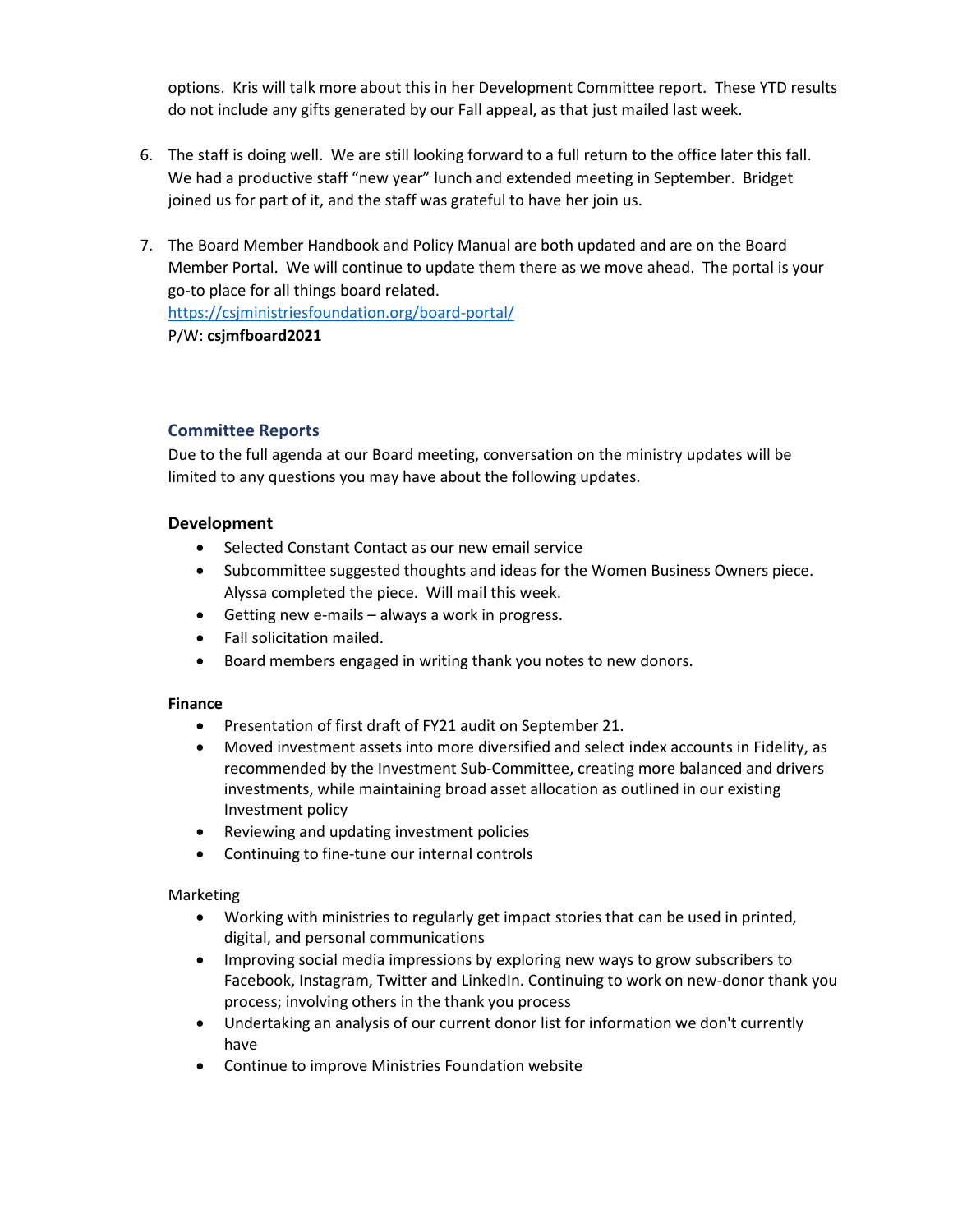options. Kris will talk more about this in her Development Committee report. These YTD results do not include any gifts generated by our Fall appeal, as that just mailed last week.

6. The staff is doing well. We are still looking forward to a full return to the office later this fall. We had a productive staff "new year" lunch and extended meeting in September. Bridget joined us for part of it, and the staff was grateful to have her join us.

7. The Board Member Handbook and Policy Manual are both updated and are on the Board Member Portal. We will continue to update them there as we move ahead. The portal is your go-to place for all things board related.
   https://csjministriesfoundation.org/board-portal/
   P/W: **csjmfboard2021**

## Committee Reports

Due to the full agenda at our Board meeting, conversation on the ministry updates will be limited to any questions you may have about the following updates.

### Development

- Selected Constant Contact as our new email service
- Subcommittee suggested thoughts and ideas for the Women Business Owners piece. Alyssa completed the piece. Will mail this week.
- Getting new e-mails – always a work in progress.
- Fall solicitation mailed.
- Board members engaged in writing thank you notes to new donors.

**Finance**

- Presentation of first draft of FY21 audit on September 21.
- Moved investment assets into more diversified and select index accounts in Fidelity, as recommended by the Investment Sub-Committee, creating more balanced and drivers investments, while maintaining broad asset allocation as outlined in our existing Investment policy
- Reviewing and updating investment policies
- Continuing to fine-tune our internal controls

Marketing

- Working with ministries to regularly get impact stories that can be used in printed, digital, and personal communications
- Improving social media impressions by exploring new ways to grow subscribers to Facebook, Instagram, Twitter and LinkedIn. Continuing to work on new-donor thank you process; involving others in the thank you process
- Undertaking an analysis of our current donor list for information we don't currently have
- Continue to improve Ministries Foundation website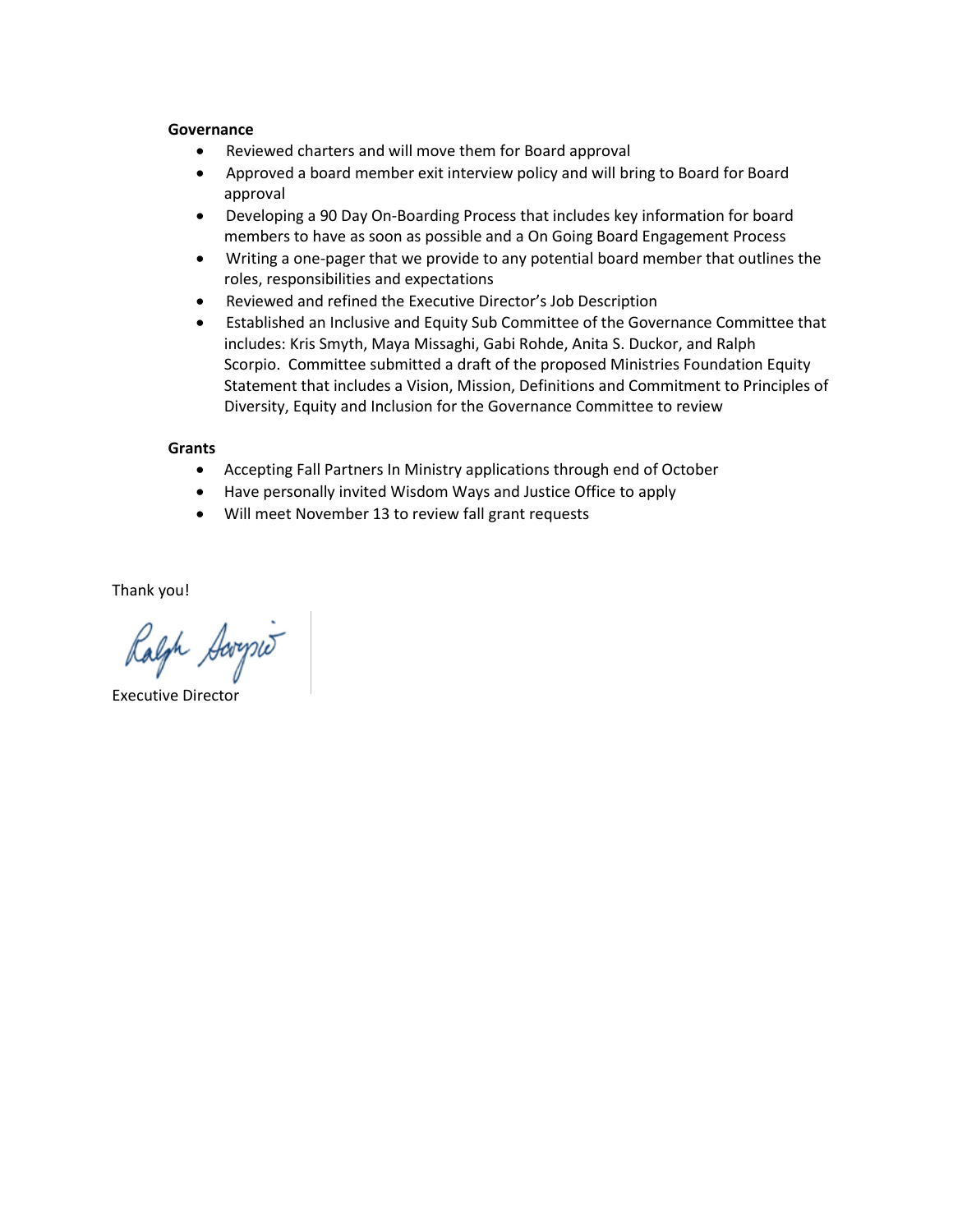**Governance**

- Reviewed charters and will move them for Board approval
- Approved a board member exit interview policy and will bring to Board for Board approval
- Developing a 90 Day On-Boarding Process that includes key information for board members to have as soon as possible and a On Going Board Engagement Process
- Writing a one-pager that we provide to any potential board member that outlines the roles, responsibilities and expectations
- Reviewed and refined the Executive Director's Job Description
- Established an Inclusive and Equity Sub Committee of the Governance Committee that includes: Kris Smyth, Maya Missaghi, Gabi Rohde, Anita S. Duckor, and Ralph Scorpio. Committee submitted a draft of the proposed Ministries Foundation Equity Statement that includes a Vision, Mission, Definitions and Commitment to Principles of Diversity, Equity and Inclusion for the Governance Committee to review

**Grants**

- Accepting Fall Partners In Ministry applications through end of October
- Have personally invited Wisdom Ways and Justice Office to apply
- Will meet November 13 to review fall grant requests

Thank you!

Ralph Scorpio

Executive Director